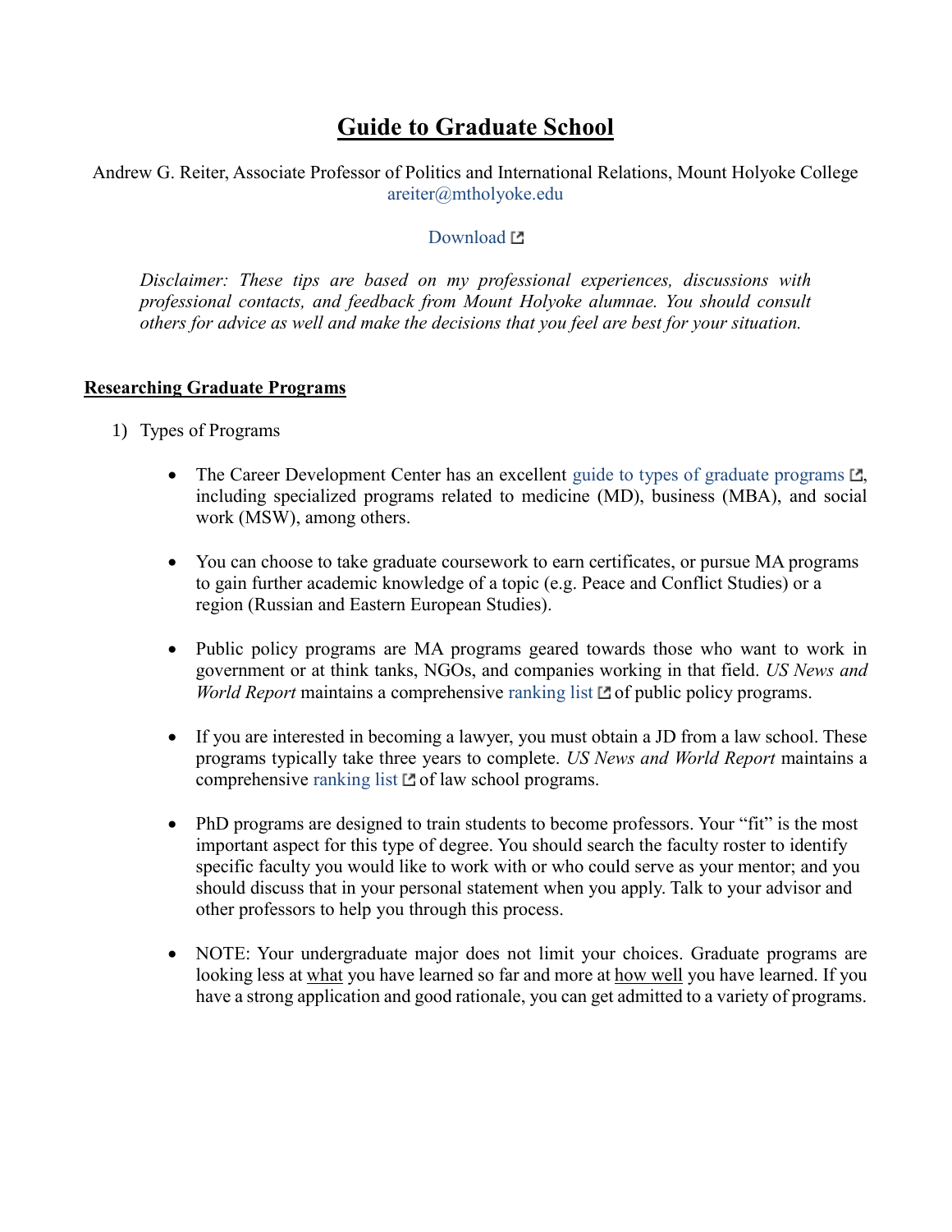# Guide to Graduate School

Andrew G. Reiter, Associate Professor of Politics and International Relations, Mount Holyoke College
areiter@mtholyoke.edu

Download

*Disclaimer: These tips are based on my professional experiences, discussions with professional contacts, and feedback from Mount Holyoke alumnae. You should consult others for advice as well and make the decisions that you feel are best for your situation.*

## Researching Graduate Programs

1) Types of Programs

   - The Career Development Center has an excellent guide to types of graduate programs, including specialized programs related to medicine (MD), business (MBA), and social work (MSW), among others.

   - You can choose to take graduate coursework to earn certificates, or pursue MA programs to gain further academic knowledge of a topic (e.g. Peace and Conflict Studies) or a region (Russian and Eastern European Studies).

   - Public policy programs are MA programs geared towards those who want to work in government or at think tanks, NGOs, and companies working in that field. *US News and World Report* maintains a comprehensive ranking list of public policy programs.

   - If you are interested in becoming a lawyer, you must obtain a JD from a law school. These programs typically take three years to complete. *US News and World Report* maintains a comprehensive ranking list of law school programs.

   - PhD programs are designed to train students to become professors. Your "fit" is the most important aspect for this type of degree. You should search the faculty roster to identify specific faculty you would like to work with or who could serve as your mentor; and you should discuss that in your personal statement when you apply. Talk to your advisor and other professors to help you through this process.

   - NOTE: Your undergraduate major does not limit your choices. Graduate programs are looking less at what you have learned so far and more at how well you have learned. If you have a strong application and good rationale, you can get admitted to a variety of programs.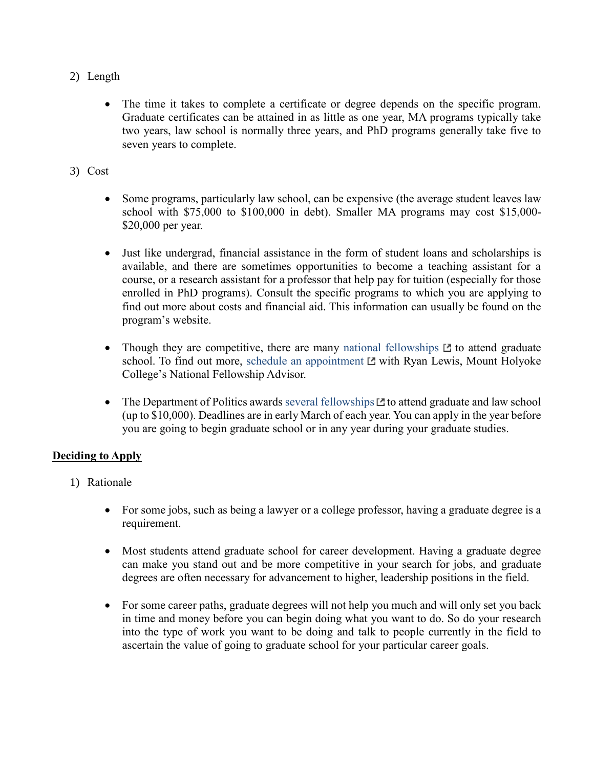2) Length

- The time it takes to complete a certificate or degree depends on the specific program. Graduate certificates can be attained in as little as one year, MA programs typically take two years, law school is normally three years, and PhD programs generally take five to seven years to complete.

3) Cost

- Some programs, particularly law school, can be expensive (the average student leaves law school with $75,000 to $100,000 in debt). Smaller MA programs may cost $15,000-$20,000 per year.

- Just like undergrad, financial assistance in the form of student loans and scholarships is available, and there are sometimes opportunities to become a teaching assistant for a course, or a research assistant for a professor that help pay for tuition (especially for those enrolled in PhD programs). Consult the specific programs to which you are applying to find out more about costs and financial aid. This information can usually be found on the program's website.

- Though they are competitive, there are many national fellowships to attend graduate school. To find out more, schedule an appointment with Ryan Lewis, Mount Holyoke College's National Fellowship Advisor.

- The Department of Politics awards several fellowships to attend graduate and law school (up to $10,000). Deadlines are in early March of each year. You can apply in the year before you are going to begin graduate school or in any year during your graduate studies.

## Deciding to Apply

1) Rationale

- For some jobs, such as being a lawyer or a college professor, having a graduate degree is a requirement.

- Most students attend graduate school for career development. Having a graduate degree can make you stand out and be more competitive in your search for jobs, and graduate degrees are often necessary for advancement to higher, leadership positions in the field.

- For some career paths, graduate degrees will not help you much and will only set you back in time and money before you can begin doing what you want to do. So do your research into the type of work you want to be doing and talk to people currently in the field to ascertain the value of going to graduate school for your particular career goals.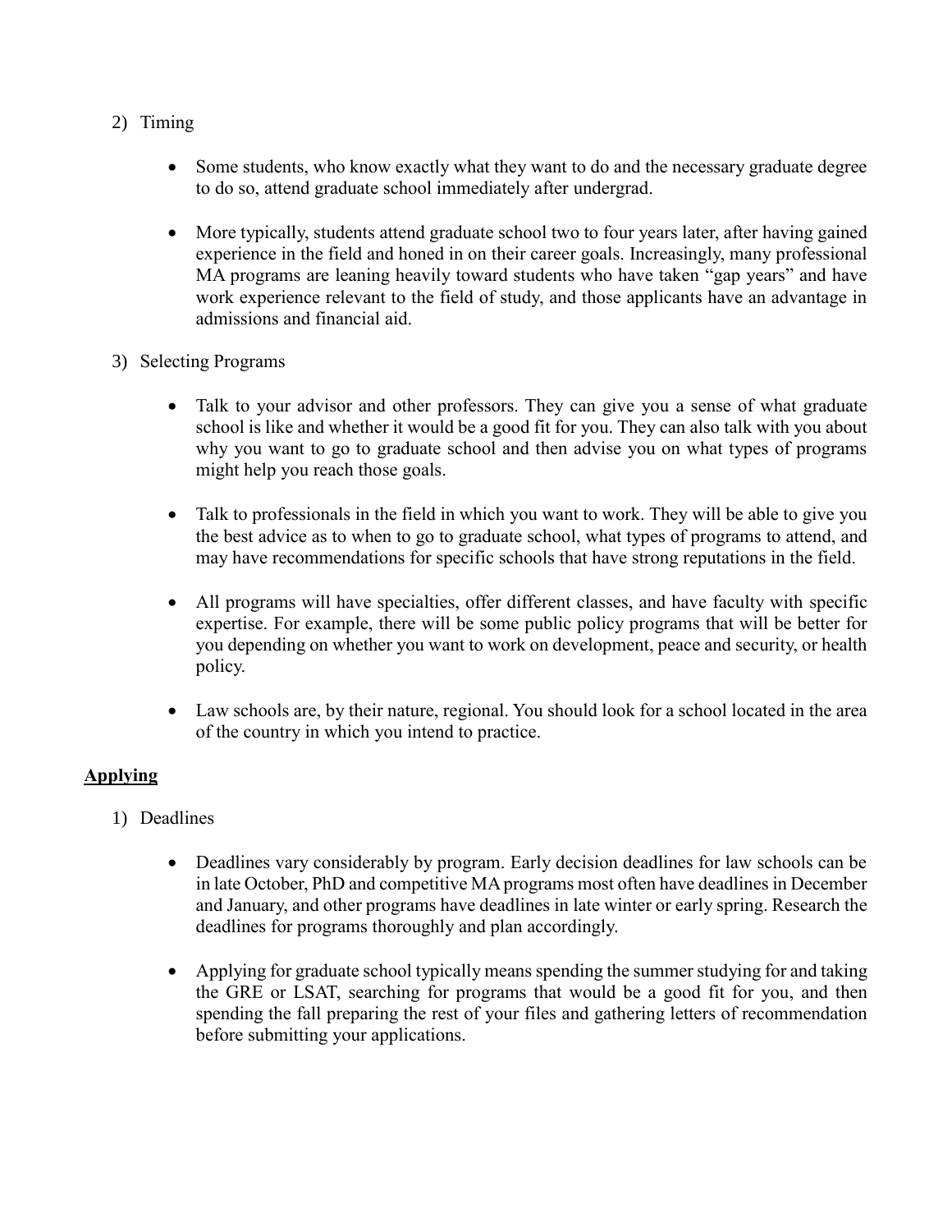2) Timing

- Some students, who know exactly what they want to do and the necessary graduate degree to do so, attend graduate school immediately after undergrad.

- More typically, students attend graduate school two to four years later, after having gained experience in the field and honed in on their career goals. Increasingly, many professional MA programs are leaning heavily toward students who have taken "gap years" and have work experience relevant to the field of study, and those applicants have an advantage in admissions and financial aid.

3) Selecting Programs

- Talk to your advisor and other professors. They can give you a sense of what graduate school is like and whether it would be a good fit for you. They can also talk with you about why you want to go to graduate school and then advise you on what types of programs might help you reach those goals.

- Talk to professionals in the field in which you want to work. They will be able to give you the best advice as to when to go to graduate school, what types of programs to attend, and may have recommendations for specific schools that have strong reputations in the field.

- All programs will have specialties, offer different classes, and have faculty with specific expertise. For example, there will be some public policy programs that will be better for you depending on whether you want to work on development, peace and security, or health policy.

- Law schools are, by their nature, regional. You should look for a school located in the area of the country in which you intend to practice.

## Applying

1) Deadlines

- Deadlines vary considerably by program. Early decision deadlines for law schools can be in late October, PhD and competitive MA programs most often have deadlines in December and January, and other programs have deadlines in late winter or early spring. Research the deadlines for programs thoroughly and plan accordingly.

- Applying for graduate school typically means spending the summer studying for and taking the GRE or LSAT, searching for programs that would be a good fit for you, and then spending the fall preparing the rest of your files and gathering letters of recommendation before submitting your applications.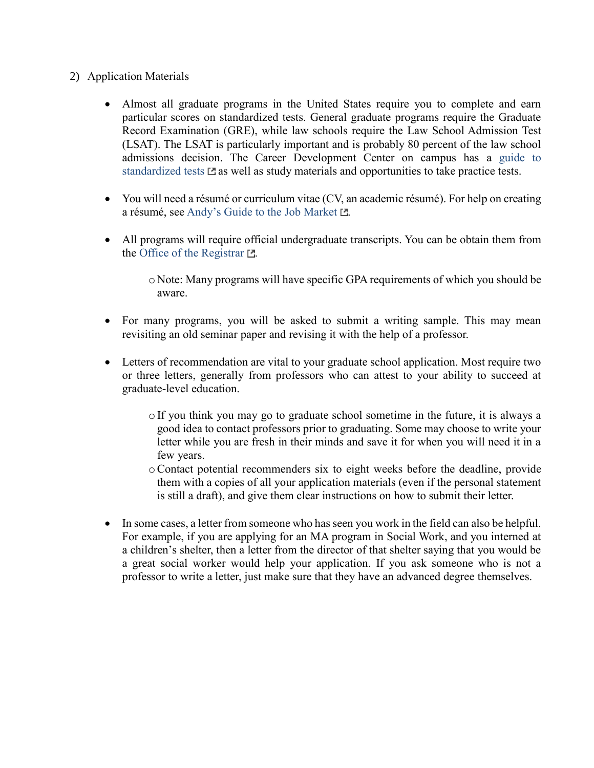2) Application Materials

- Almost all graduate programs in the United States require you to complete and earn particular scores on standardized tests. General graduate programs require the Graduate Record Examination (GRE), while law schools require the Law School Admission Test (LSAT). The LSAT is particularly important and is probably 80 percent of the law school admissions decision. The Career Development Center on campus has a guide to standardized tests as well as study materials and opportunities to take practice tests.

- You will need a résumé or curriculum vitae (CV, an academic résumé). For help on creating a résumé, see Andy's Guide to the Job Market.

- All programs will require official undergraduate transcripts. You can be obtain them from the Office of the Registrar.

  - Note: Many programs will have specific GPA requirements of which you should be aware.

- For many programs, you will be asked to submit a writing sample. This may mean revisiting an old seminar paper and revising it with the help of a professor.

- Letters of recommendation are vital to your graduate school application. Most require two or three letters, generally from professors who can attest to your ability to succeed at graduate-level education.

  - If you think you may go to graduate school sometime in the future, it is always a good idea to contact professors prior to graduating. Some may choose to write your letter while you are fresh in their minds and save it for when you will need it in a few years.
  - Contact potential recommenders six to eight weeks before the deadline, provide them with a copies of all your application materials (even if the personal statement is still a draft), and give them clear instructions on how to submit their letter.

- In some cases, a letter from someone who has seen you work in the field can also be helpful. For example, if you are applying for an MA program in Social Work, and you interned at a children's shelter, then a letter from the director of that shelter saying that you would be a great social worker would help your application. If you ask someone who is not a professor to write a letter, just make sure that they have an advanced degree themselves.